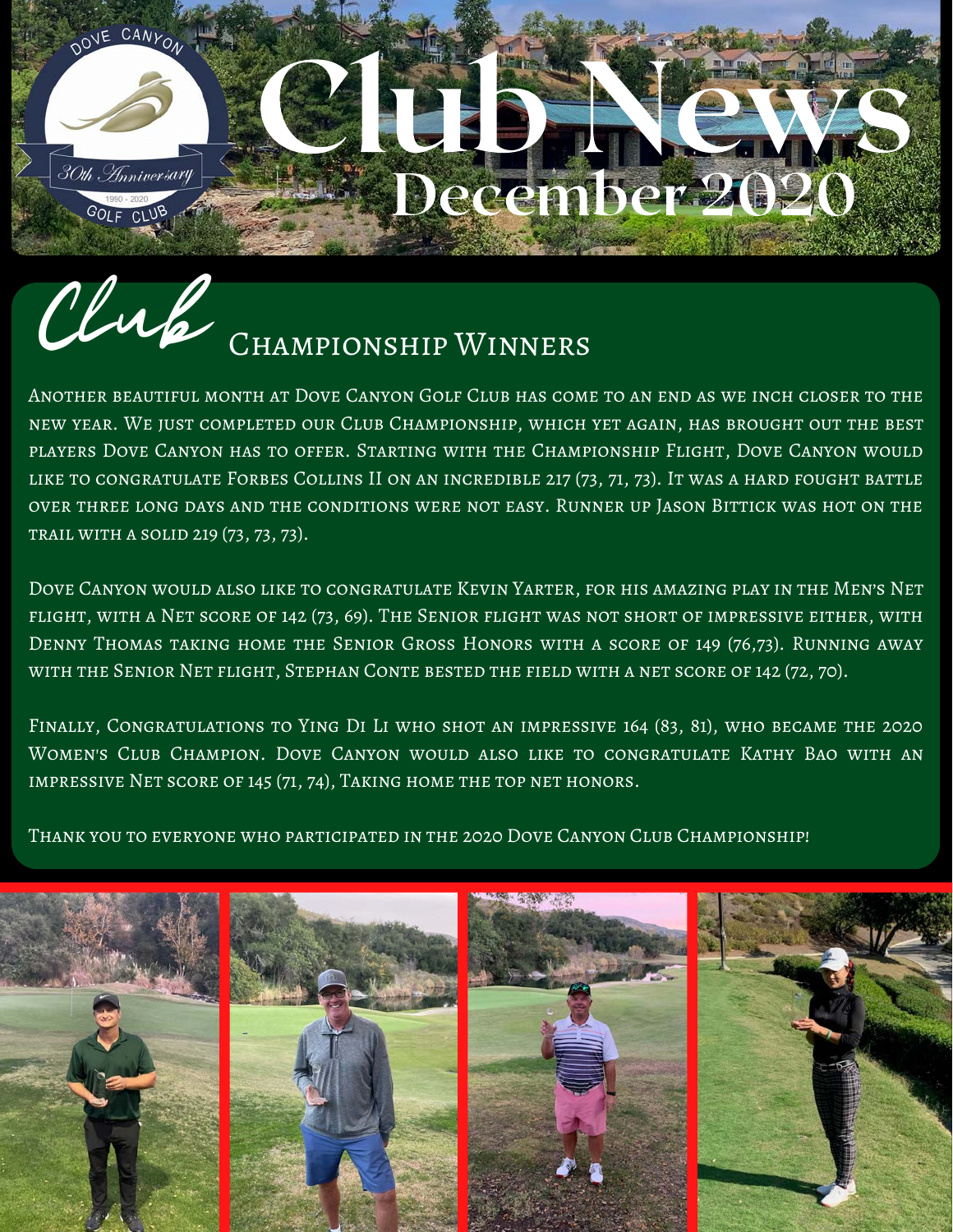# Club News

## December 2020

## Club Championship Winners

Another beautiful month at Dove Canyon Golf Club has come to an end as we inch closer to the new year. We just completed our Club Championship, which yet again, has brought out the best players Dove Canyon has to offer. Starting with the Championship Flight, Dove Canyon would like to congratulate Forbes Collins II on an incredible 217 (73, 71, 73). It was a hard fought battle over three long days and the conditions were not easy. Runner up Jason Bittick was hot on the trail with a solid 219 (73, 73, 73).

Dove Canyon would also like to congratulate Kevin Yarter, for his amazing play in the Men's Net flight, with a Net score of 142 (73, 69). The Senior flight was not short of impressive either, with Denny Thomas taking home the Senior Gross Honors with a score of 149 (76,73). Running away with the Senior Net flight, Stephan Conte bested the field with a net score of 142 (72, 70).

Finally, Congratulations to Ying Di Li who shot an impressive 164 (83, 81), who became the 2020 Women's Club Champion. Dove Canyon would also like to congratulate Kathy Bao with an impressive Net score of 145 (71, 74), Taking home the top net honors.

Thank you to everyone who participated in the 2020 Dove Canyon Club Championship!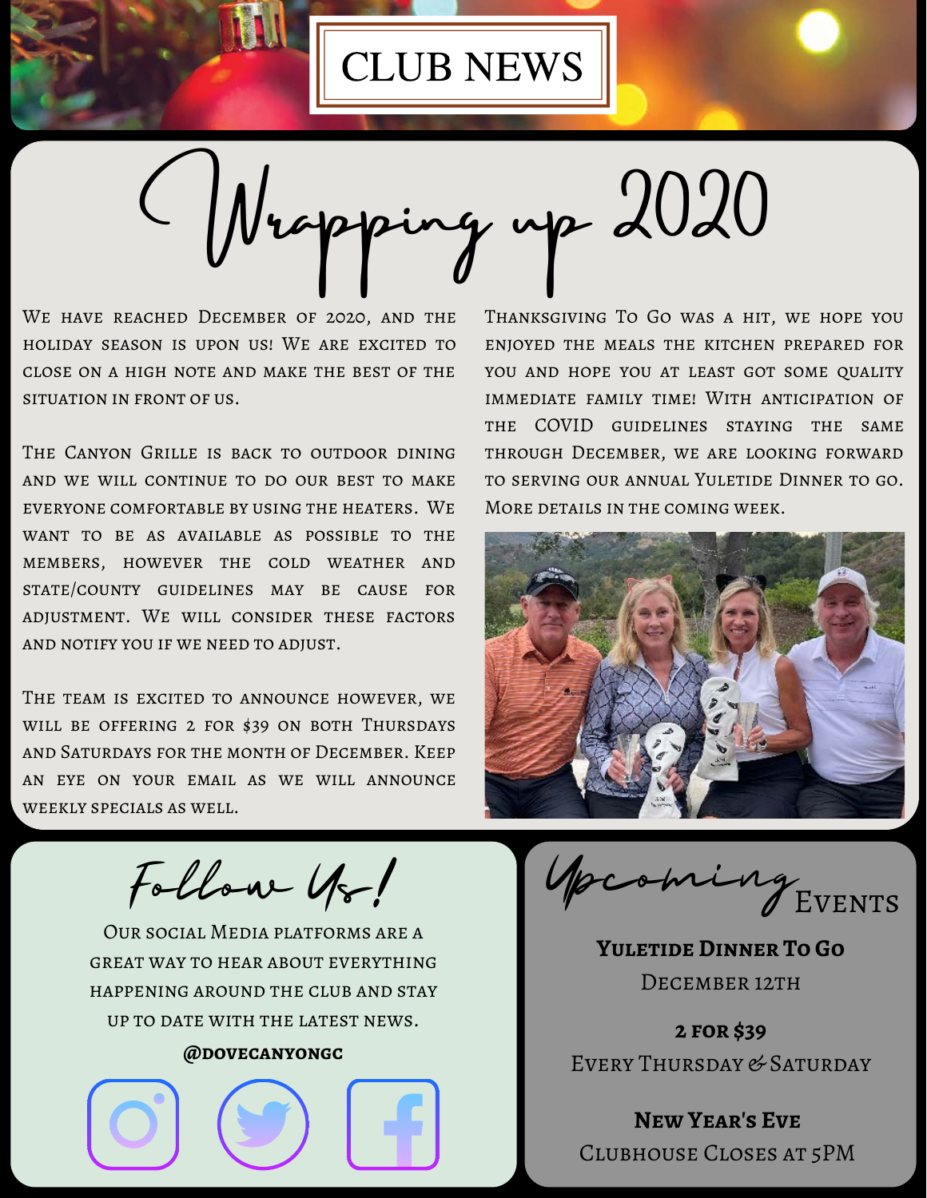# CLUB NEWS

## Wrapping up 2020

We have reached December of 2020, and the holiday season is upon us! We are excited to close on a high note and make the best of the situation in front of us.

The Canyon Grille is back to outdoor dining and we will continue to do our best to make everyone comfortable by using the heaters. We want to be as available as possible to the members, however the cold weather and state/county guidelines may be cause for adjustment. We will consider these factors and notify you if we need to adjust.

The team is excited to announce however, we will be offering 2 for $39 on both Thursdays and Saturdays for the month of December. Keep an eye on your email as we will announce weekly specials as well.

Thanksgiving To Go was a hit, we hope you enjoyed the meals the kitchen prepared for you and hope you at least got some quality immediate family time! With anticipation of the COVID guidelines staying the same through December, we are looking forward to serving our annual Yuletide Dinner to go. More details in the coming week.

## Follow Us!

Our social Media platforms are a great way to hear about everything happening around the club and stay up to date with the latest news.

**@DOVECANYONGC**

## Upcoming Events

**Yuletide Dinner To Go**
December 12th

**2 for $39**
Every Thursday & Saturday

**New Year's Eve**
Clubhouse Closes at 5PM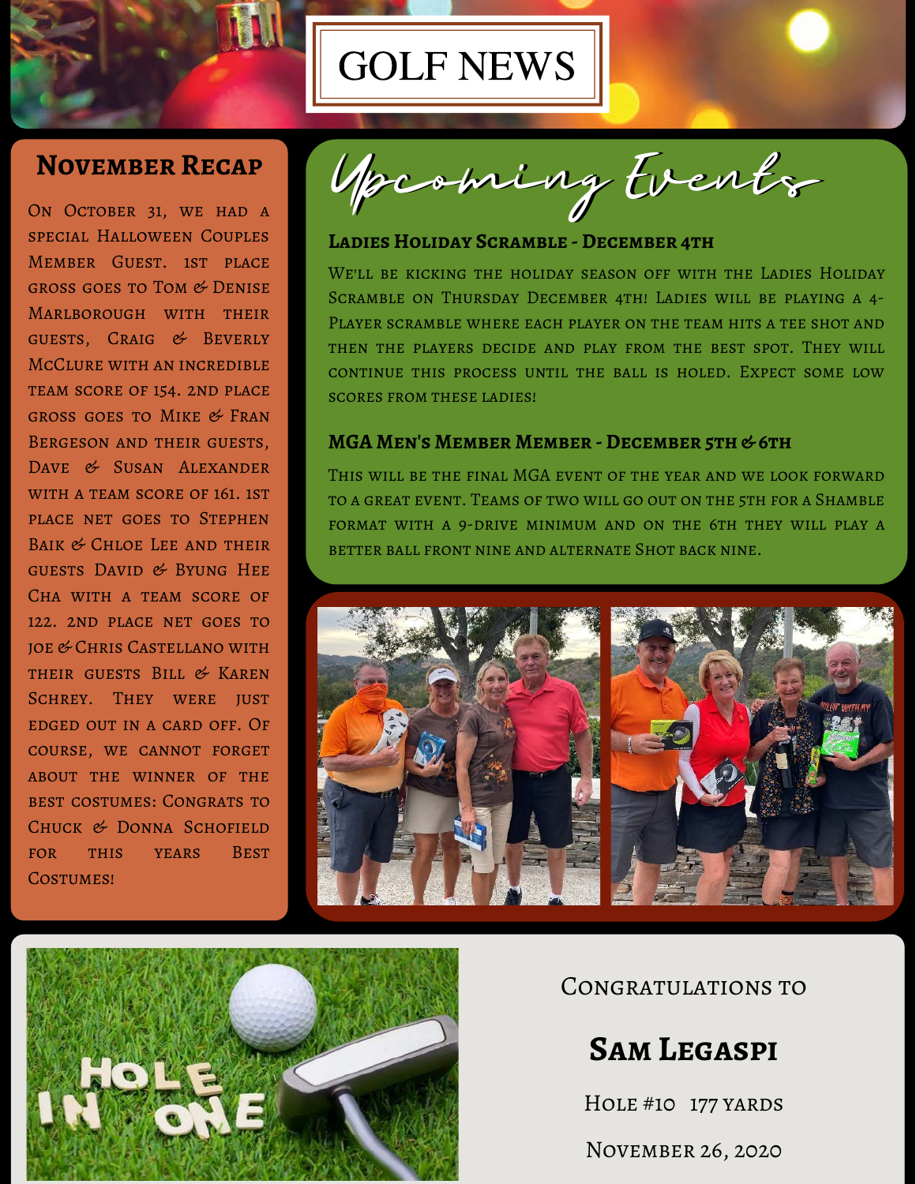# GOLF NEWS

## November Recap

On October 31, we had a special Halloween Couples Member Guest. 1st place gross goes to Tom & Denise Marlborough with their guests, Craig & Beverly McClure with an incredible team score of 154. 2nd place gross goes to Mike & Fran Bergeson and their guests, Dave & Susan Alexander with a team score of 161. 1st place net goes to Stephen Baik & Chloe Lee and their guests David & Byung Hee Cha with a team score of 122. 2nd place net goes to Joe & Chris Castellano with their guests Bill & Karen Schrey. They were just edged out in a card off. Of course, we cannot forget about the winner of the best costumes: Congrats to Chuck & Donna Schofield for this years Best Costumes!

## Upcoming Events

### Ladies Holiday Scramble - December 4th

We'll be kicking the holiday season off with the Ladies Holiday Scramble on Thursday December 4th! Ladies will be playing a 4-Player scramble where each player on the team hits a tee shot and then the players decide and play from the best spot. They will continue this process until the ball is holed. Expect some low scores from these ladies!

### MGA Men's Member Member - December 5th & 6th

This will be the final MGA event of the year and we look forward to a great event. Teams of two will go out on the 5th for a Shamble format with a 9-drive minimum and on the 6th they will play a better ball front nine and alternate Shot back nine.

Congratulations to

## Sam Legaspi

Hole #10 177 yards

November 26, 2020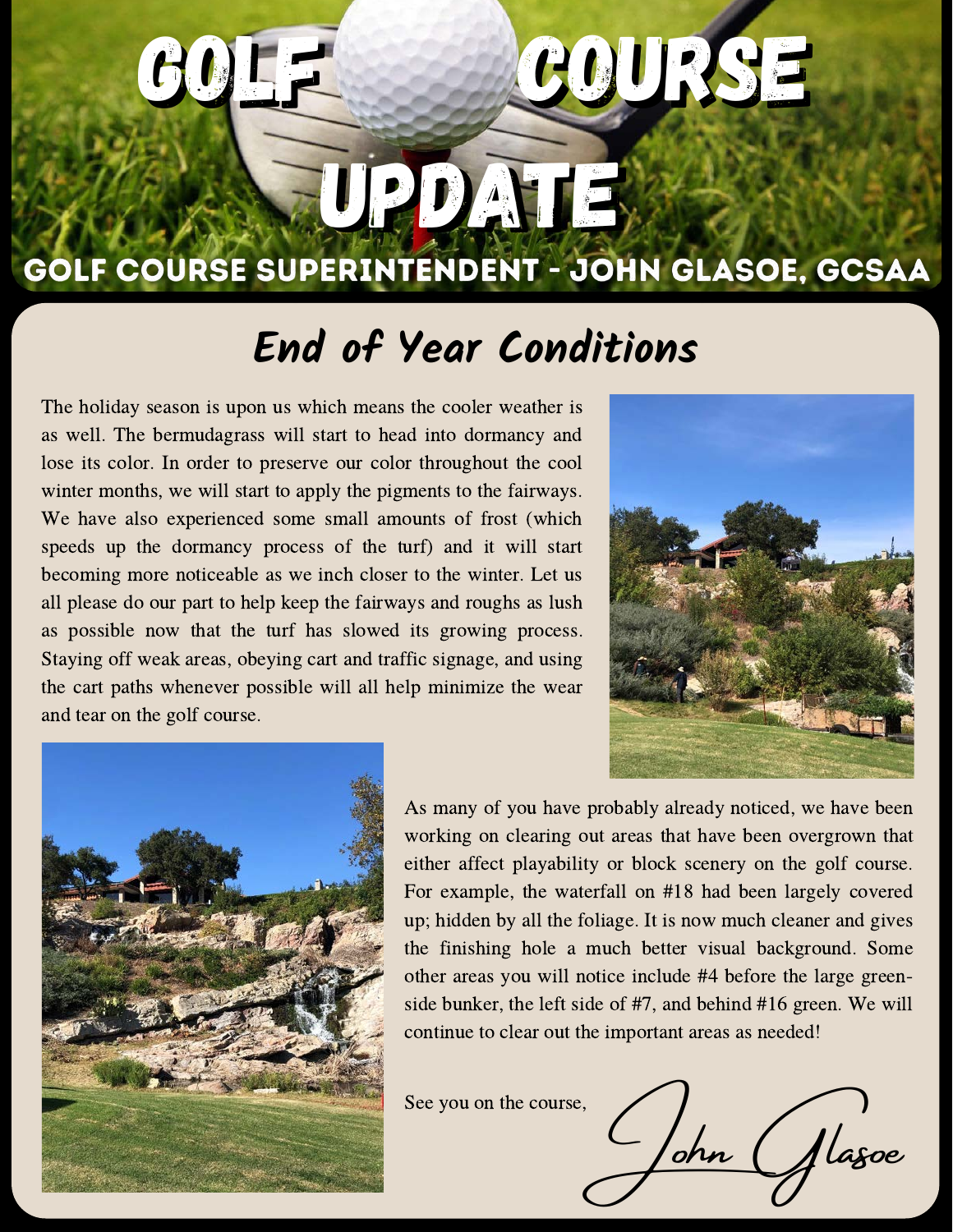# GOLF COURSE UPDATE

GOLF COURSE SUPERINTENDENT - JOHN GLASOE, GCSAA

## End of Year Conditions

The holiday season is upon us which means the cooler weather is as well. The bermudagrass will start to head into dormancy and lose its color. In order to preserve our color throughout the cool winter months, we will start to apply the pigments to the fairways. We have also experienced some small amounts of frost (which speeds up the dormancy process of the turf) and it will start becoming more noticeable as we inch closer to the winter. Let us all please do our part to help keep the fairways and roughs as lush as possible now that the turf has slowed its growing process. Staying off weak areas, obeying cart and traffic signage, and using the cart paths whenever possible will all help minimize the wear and tear on the golf course.

As many of you have probably already noticed, we have been working on clearing out areas that have been overgrown that either affect playability or block scenery on the golf course. For example, the waterfall on #18 had been largely covered up; hidden by all the foliage. It is now much cleaner and gives the finishing hole a much better visual background. Some other areas you will notice include #4 before the large green-side bunker, the left side of #7, and behind #16 green. We will continue to clear out the important areas as needed!

See you on the course,

John Glasoe